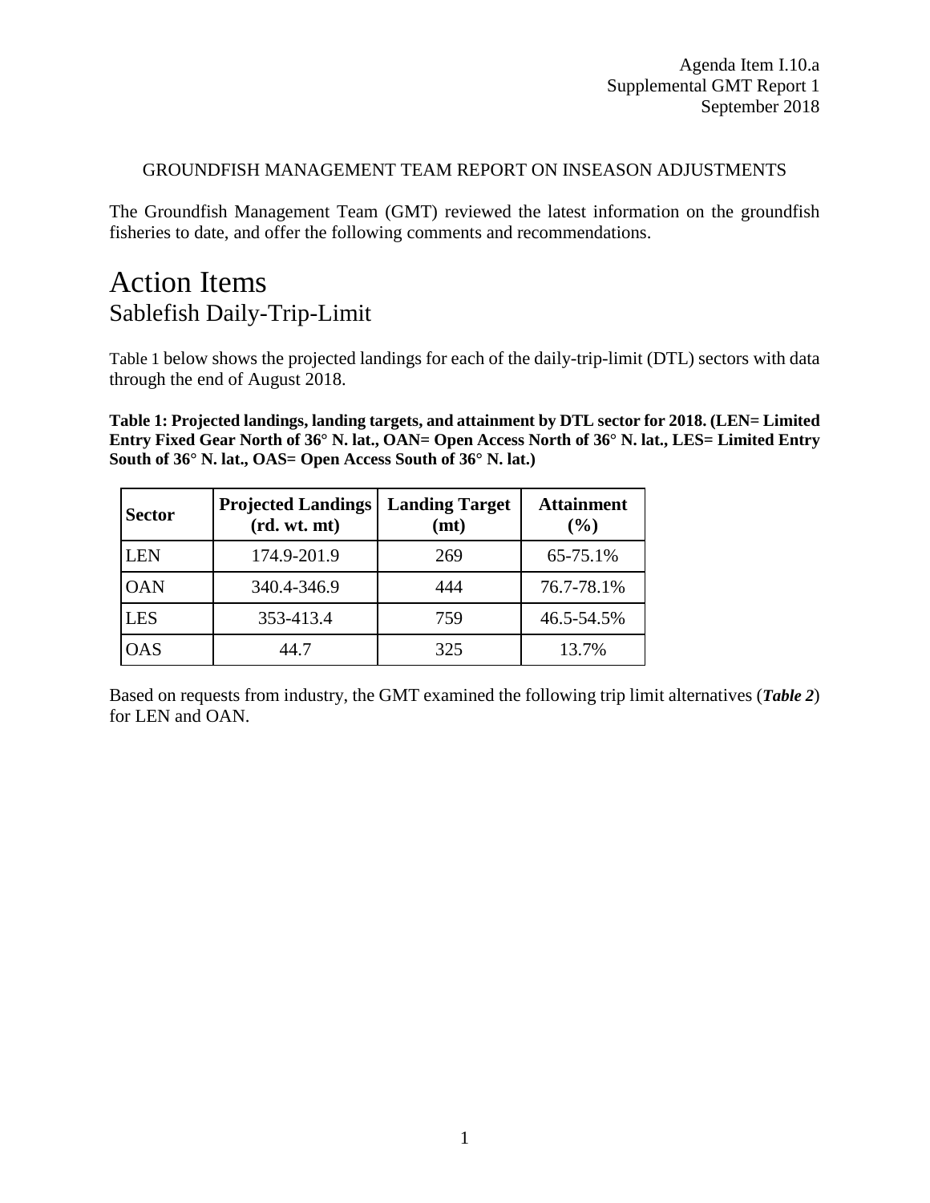Agenda Item I.10.a
Supplemental GMT Report 1
September 2018

GROUNDFISH MANAGEMENT TEAM REPORT ON INSEASON ADJUSTMENTS

The Groundfish Management Team (GMT) reviewed the latest information on the groundfish fisheries to date, and offer the following comments and recommendations.

# Action Items

## Sablefish Daily-Trip-Limit

Table 1 below shows the projected landings for each of the daily-trip-limit (DTL) sectors with data through the end of August 2018.

**Table 1: Projected landings, landing targets, and attainment by DTL sector for 2018. (LEN= Limited Entry Fixed Gear North of 36° N. lat., OAN= Open Access North of 36° N. lat., LES= Limited Entry South of 36° N. lat., OAS= Open Access South of 36° N. lat.)**

| Sector | Projected Landings (rd. wt. mt) | Landing Target (mt) | Attainment (%) |
| --- | --- | --- | --- |
| LEN | 174.9-201.9 | 269 | 65-75.1% |
| OAN | 340.4-346.9 | 444 | 76.7-78.1% |
| LES | 353-413.4 | 759 | 46.5-54.5% |
| OAS | 44.7 | 325 | 13.7% |

Based on requests from industry, the GMT examined the following trip limit alternatives (***Table 2***) for LEN and OAN.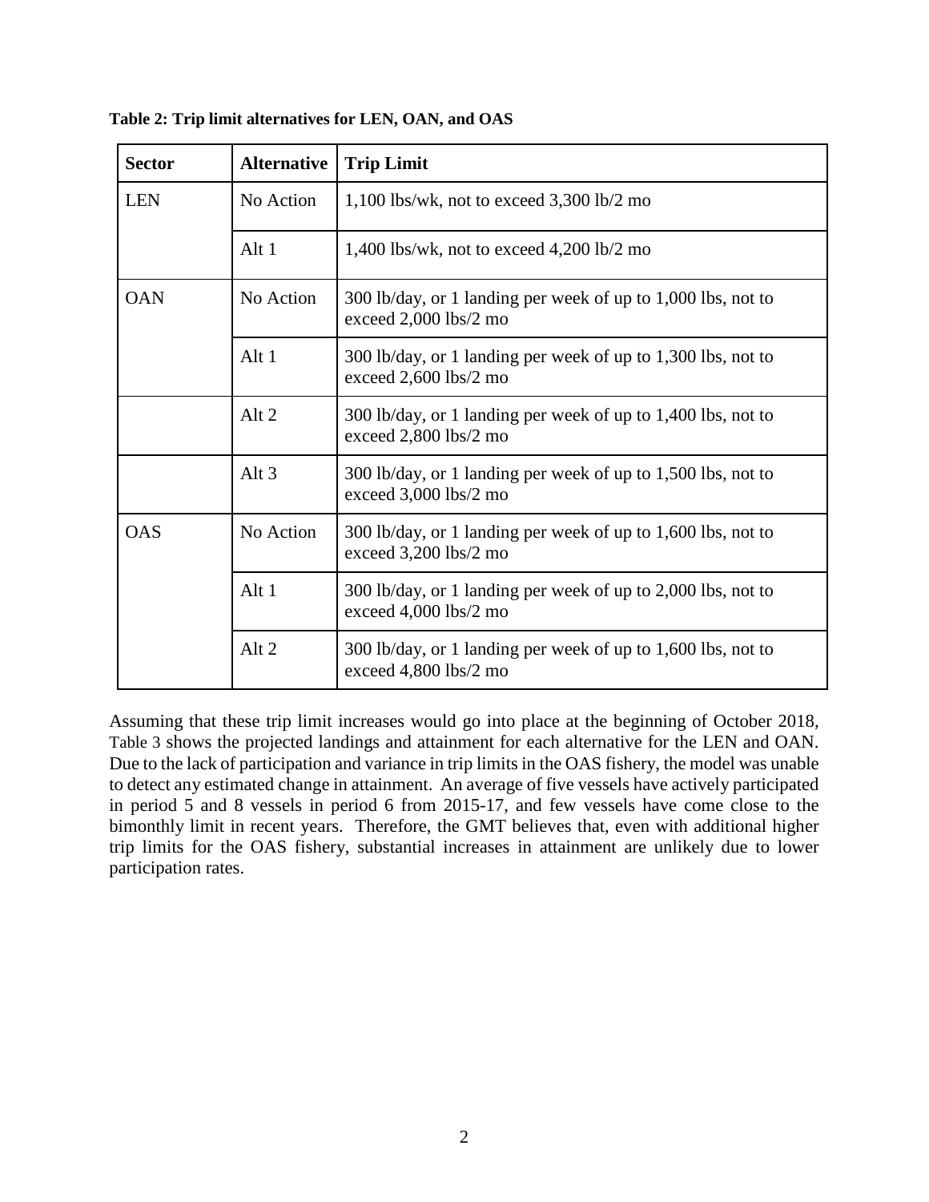**Table 2: Trip limit alternatives for LEN, OAN, and OAS**

| Sector | Alternative | Trip Limit |
|---|---|---|
| LEN | No Action | 1,100 lbs/wk, not to exceed 3,300 lb/2 mo |
| | Alt 1 | 1,400 lbs/wk, not to exceed 4,200 lb/2 mo |
| OAN | No Action | 300 lb/day, or 1 landing per week of up to 1,000 lbs, not to exceed 2,000 lbs/2 mo |
| | Alt 1 | 300 lb/day, or 1 landing per week of up to 1,300 lbs, not to exceed 2,600 lbs/2 mo |
| | Alt 2 | 300 lb/day, or 1 landing per week of up to 1,400 lbs, not to exceed 2,800 lbs/2 mo |
| | Alt 3 | 300 lb/day, or 1 landing per week of up to 1,500 lbs, not to exceed 3,000 lbs/2 mo |
| OAS | No Action | 300 lb/day, or 1 landing per week of up to 1,600 lbs, not to exceed 3,200 lbs/2 mo |
| | Alt 1 | 300 lb/day, or 1 landing per week of up to 2,000 lbs, not to exceed 4,000 lbs/2 mo |
| | Alt 2 | 300 lb/day, or 1 landing per week of up to 1,600 lbs, not to exceed 4,800 lbs/2 mo |

Assuming that these trip limit increases would go into place at the beginning of October 2018, Table 3 shows the projected landings and attainment for each alternative for the LEN and OAN. Due to the lack of participation and variance in trip limits in the OAS fishery, the model was unable to detect any estimated change in attainment. An average of five vessels have actively participated in period 5 and 8 vessels in period 6 from 2015-17, and few vessels have come close to the bimonthly limit in recent years. Therefore, the GMT believes that, even with additional higher trip limits for the OAS fishery, substantial increases in attainment are unlikely due to lower participation rates.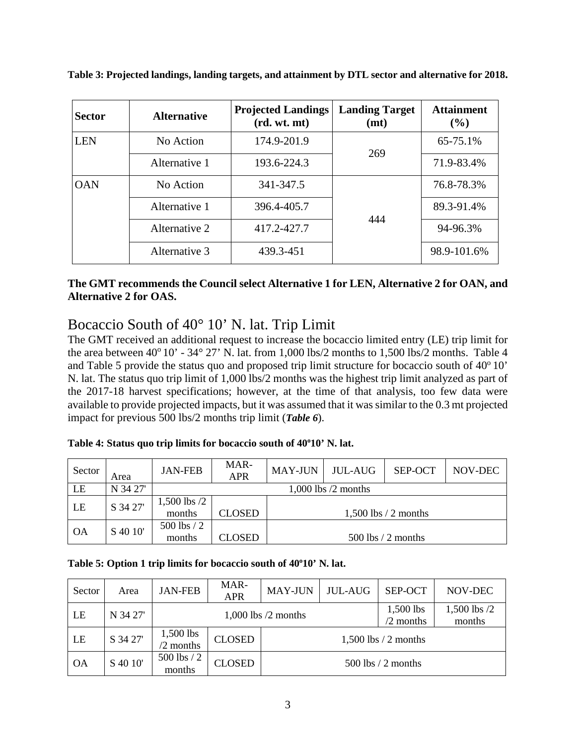**Table 3: Projected landings, landing targets, and attainment by DTL sector and alternative for 2018.**

| Sector | Alternative | Projected Landings (rd. wt. mt) | Landing Target (mt) | Attainment (%) |
|---|---|---|---|---|
| LEN | No Action | 174.9-201.9 | 269 | 65-75.1% |
| | Alternative 1 | 193.6-224.3 | | 71.9-83.4% |
| OAN | No Action | 341-347.5 | 444 | 76.8-78.3% |
| | Alternative 1 | 396.4-405.7 | | 89.3-91.4% |
| | Alternative 2 | 417.2-427.7 | | 94-96.3% |
| | Alternative 3 | 439.3-451 | | 98.9-101.6% |

**The GMT recommends the Council select Alternative 1 for LEN, Alternative 2 for OAN, and Alternative 2 for OAS.**

## Bocaccio South of 40° 10' N. lat. Trip Limit

The GMT received an additional request to increase the bocaccio limited entry (LE) trip limit for the area between 40° 10' - 34° 27' N. lat. from 1,000 lbs/2 months to 1,500 lbs/2 months. Table 4 and Table 5 provide the status quo and proposed trip limit structure for bocaccio south of 40° 10' N. lat. The status quo trip limit of 1,000 lbs/2 months was the highest trip limit analyzed as part of the 2017-18 harvest specifications; however, at the time of that analysis, too few data were available to provide projected impacts, but it was assumed that it was similar to the 0.3 mt projected impact for previous 500 lbs/2 months trip limit (***Table 6***).

**Table 4: Status quo trip limits for bocaccio south of 40º10' N. lat.**

| Sector | Area | JAN-FEB | MAR-APR | MAY-JUN | JUL-AUG | SEP-OCT | NOV-DEC |
|---|---|---|---|---|---|---|---|
| LE | N 34 27' | 1,000 lbs /2 months | | | | | |
| LE | S 34 27' | 1,500 lbs /2 months | CLOSED | 1,500 lbs / 2 months | | | |
| OA | S 40 10' | 500 lbs / 2 months | CLOSED | 500 lbs / 2 months | | | |

**Table 5: Option 1 trip limits for bocaccio south of 40º10' N. lat.**

| Sector | Area | JAN-FEB | MAR-APR | MAY-JUN | JUL-AUG | SEP-OCT | NOV-DEC |
|---|---|---|---|---|---|---|---|
| LE | N 34 27' | 1,000 lbs /2 months | | | | 1,500 lbs /2 months | 1,500 lbs /2 months |
| LE | S 34 27' | 1,500 lbs /2 months | CLOSED | 1,500 lbs / 2 months | | | |
| OA | S 40 10' | 500 lbs / 2 months | CLOSED | 500 lbs / 2 months | | | |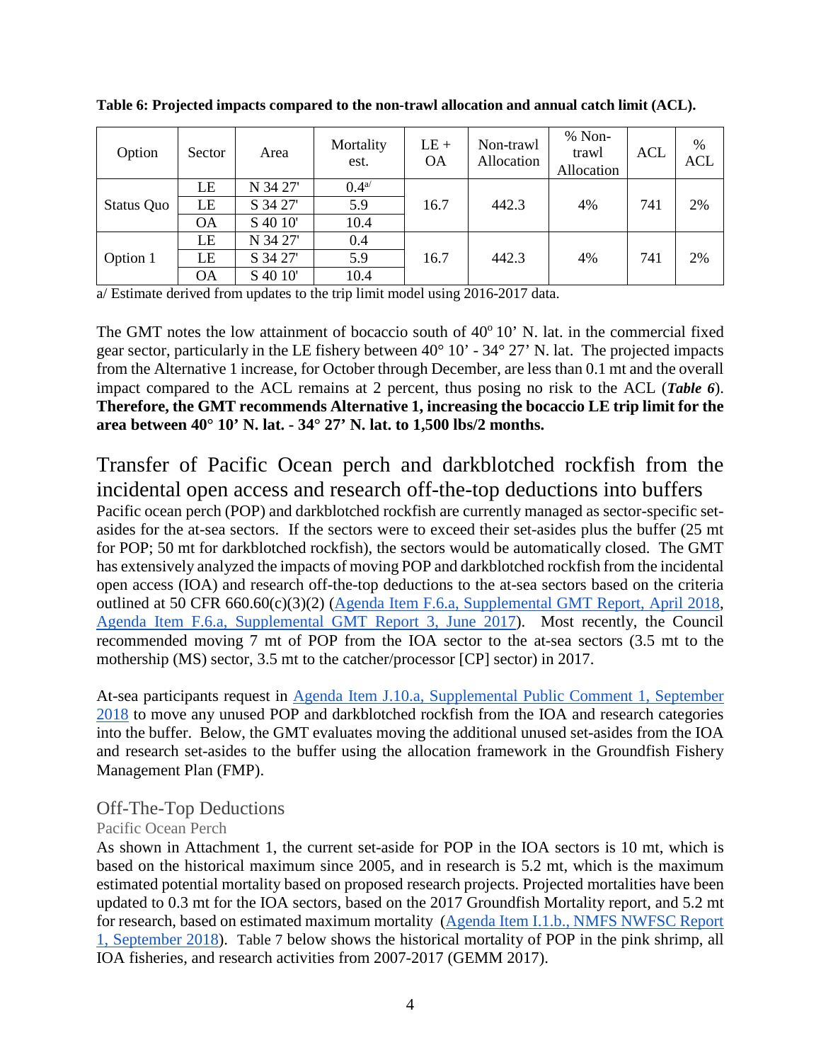**Table 6: Projected impacts compared to the non-trawl allocation and annual catch limit (ACL).**

| Option | Sector | Area | Mortality est. | LE + OA | Non-trawl Allocation | % Non-trawl Allocation | ACL | % ACL |
|---|---|---|---|---|---|---|---|---|
| Status Quo | LE | N 34 27' | 0.4[a/] | 16.7 | 442.3 | 4% | 741 | 2% |
| | LE | S 34 27' | 5.9 | | | | | |
| | OA | S 40 10' | 10.4 | | | | | |
| Option 1 | LE | N 34 27' | 0.4 | 16.7 | 442.3 | 4% | 741 | 2% |
| | LE | S 34 27' | 5.9 | | | | | |
| | OA | S 40 10' | 10.4 | | | | | |

a/ Estimate derived from updates to the trip limit model using 2016-2017 data.

The GMT notes the low attainment of bocaccio south of 40° 10' N. lat. in the commercial fixed gear sector, particularly in the LE fishery between 40° 10' - 34° 27' N. lat. The projected impacts from the Alternative 1 increase, for October through December, are less than 0.1 mt and the overall impact compared to the ACL remains at 2 percent, thus posing no risk to the ACL (***Table 6***). **Therefore, the GMT recommends Alternative 1, increasing the bocaccio LE trip limit for the area between 40° 10' N. lat. - 34° 27' N. lat. to 1,500 lbs/2 months.**

## Transfer of Pacific Ocean perch and darkblotched rockfish from the incidental open access and research off-the-top deductions into buffers

Pacific ocean perch (POP) and darkblotched rockfish are currently managed as sector-specific set-asides for the at-sea sectors. If the sectors were to exceed their set-asides plus the buffer (25 mt for POP; 50 mt for darkblotched rockfish), the sectors would be automatically closed. The GMT has extensively analyzed the impacts of moving POP and darkblotched rockfish from the incidental open access (IOA) and research off-the-top deductions to the at-sea sectors based on the criteria outlined at 50 CFR 660.60(c)(3)(2) (Agenda Item F.6.a, Supplemental GMT Report, April 2018, Agenda Item F.6.a, Supplemental GMT Report 3, June 2017). Most recently, the Council recommended moving 7 mt of POP from the IOA sector to the at-sea sectors (3.5 mt to the mothership (MS) sector, 3.5 mt to the catcher/processor [CP] sector) in 2017.

At-sea participants request in Agenda Item J.10.a, Supplemental Public Comment 1, September 2018 to move any unused POP and darkblotched rockfish from the IOA and research categories into the buffer. Below, the GMT evaluates moving the additional unused set-asides from the IOA and research set-asides to the buffer using the allocation framework in the Groundfish Fishery Management Plan (FMP).

### Off-The-Top Deductions

#### Pacific Ocean Perch

As shown in Attachment 1, the current set-aside for POP in the IOA sectors is 10 mt, which is based on the historical maximum since 2005, and in research is 5.2 mt, which is the maximum estimated potential mortality based on proposed research projects. Projected mortalities have been updated to 0.3 mt for the IOA sectors, based on the 2017 Groundfish Mortality report, and 5.2 mt for research, based on estimated maximum mortality (Agenda Item I.1.b., NMFS NWFSC Report 1, September 2018). Table 7 below shows the historical mortality of POP in the pink shrimp, all IOA fisheries, and research activities from 2007-2017 (GEMM 2017).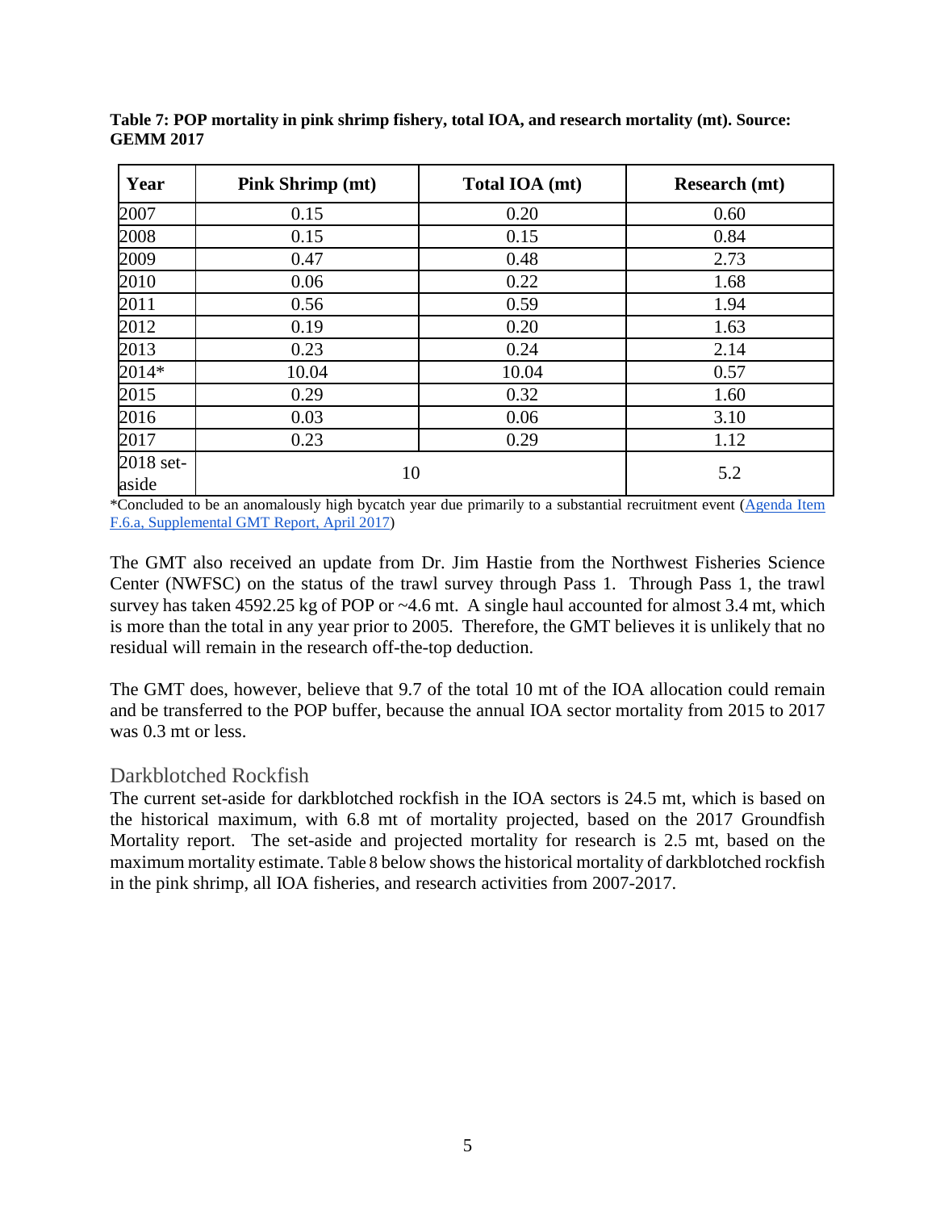**Table 7: POP mortality in pink shrimp fishery, total IOA, and research mortality (mt). Source: GEMM 2017**

| Year | Pink Shrimp (mt) | Total IOA (mt) | Research (mt) |
|---|---|---|---|
| 2007 | 0.15 | 0.20 | 0.60 |
| 2008 | 0.15 | 0.15 | 0.84 |
| 2009 | 0.47 | 0.48 | 2.73 |
| 2010 | 0.06 | 0.22 | 1.68 |
| 2011 | 0.56 | 0.59 | 1.94 |
| 2012 | 0.19 | 0.20 | 1.63 |
| 2013 | 0.23 | 0.24 | 2.14 |
| 2014* | 10.04 | 10.04 | 0.57 |
| 2015 | 0.29 | 0.32 | 1.60 |
| 2016 | 0.03 | 0.06 | 3.10 |
| 2017 | 0.23 | 0.29 | 1.12 |
| 2018 set-aside | 10 | | 5.2 |

*Concluded to be an anomalously high bycatch year due primarily to a substantial recruitment event (Agenda Item F.6.a, Supplemental GMT Report, April 2017)

The GMT also received an update from Dr. Jim Hastie from the Northwest Fisheries Science Center (NWFSC) on the status of the trawl survey through Pass 1. Through Pass 1, the trawl survey has taken 4592.25 kg of POP or ~4.6 mt. A single haul accounted for almost 3.4 mt, which is more than the total in any year prior to 2005. Therefore, the GMT believes it is unlikely that no residual will remain in the research off-the-top deduction.

The GMT does, however, believe that 9.7 of the total 10 mt of the IOA allocation could remain and be transferred to the POP buffer, because the annual IOA sector mortality from 2015 to 2017 was 0.3 mt or less.

## Darkblotched Rockfish

The current set-aside for darkblotched rockfish in the IOA sectors is 24.5 mt, which is based on the historical maximum, with 6.8 mt of mortality projected, based on the 2017 Groundfish Mortality report. The set-aside and projected mortality for research is 2.5 mt, based on the maximum mortality estimate. Table 8 below shows the historical mortality of darkblotched rockfish in the pink shrimp, all IOA fisheries, and research activities from 2007-2017.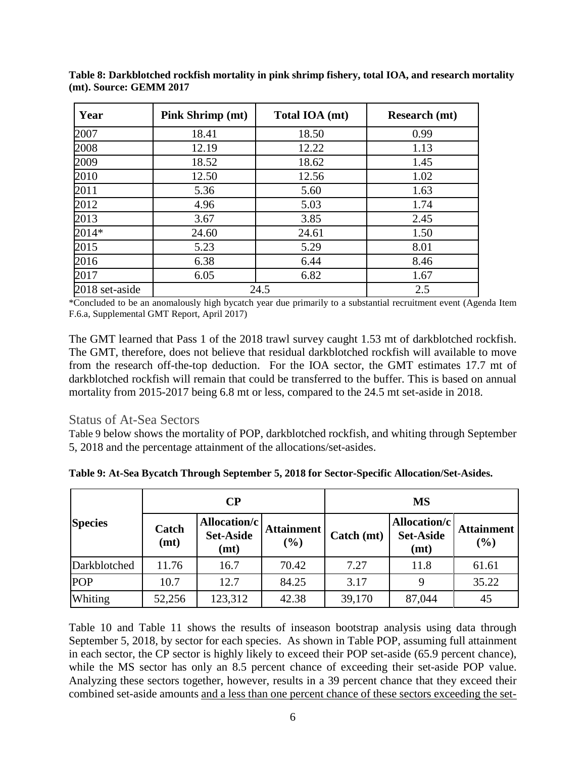**Table 8: Darkblotched rockfish mortality in pink shrimp fishery, total IOA, and research mortality (mt). Source: GEMM 2017**

| Year | Pink Shrimp (mt) | Total IOA (mt) | Research (mt) |
|---|---|---|---|
| 2007 | 18.41 | 18.50 | 0.99 |
| 2008 | 12.19 | 12.22 | 1.13 |
| 2009 | 18.52 | 18.62 | 1.45 |
| 2010 | 12.50 | 12.56 | 1.02 |
| 2011 | 5.36 | 5.60 | 1.63 |
| 2012 | 4.96 | 5.03 | 1.74 |
| 2013 | 3.67 | 3.85 | 2.45 |
| 2014* | 24.60 | 24.61 | 1.50 |
| 2015 | 5.23 | 5.29 | 8.01 |
| 2016 | 6.38 | 6.44 | 8.46 |
| 2017 | 6.05 | 6.82 | 1.67 |
| 2018 set-aside | 24.5 | | 2.5 |

*Concluded to be an anomalously high bycatch year due primarily to a substantial recruitment event (Agenda Item F.6.a, Supplemental GMT Report, April 2017)

The GMT learned that Pass 1 of the 2018 trawl survey caught 1.53 mt of darkblotched rockfish. The GMT, therefore, does not believe that residual darkblotched rockfish will available to move from the research off-the-top deduction. For the IOA sector, the GMT estimates 17.7 mt of darkblotched rockfish will remain that could be transferred to the buffer. This is based on annual mortality from 2015-2017 being 6.8 mt or less, compared to the 24.5 mt set-aside in 2018.

## Status of At-Sea Sectors

Table 9 below shows the mortality of POP, darkblotched rockfish, and whiting through September 5, 2018 and the percentage attainment of the allocations/set-asides.

**Table 9: At-Sea Bycatch Through September 5, 2018 for Sector-Specific Allocation/Set-Asides.**

| Species | CP | | | MS | | |
|---|---|---|---|---|---|---|
| | Catch (mt) | Allocation/c Set-Aside (mt) | Attainment (%) | Catch (mt) | Allocation/c Set-Aside (mt) | Attainment (%) |
| Darkblotched | 11.76 | 16.7 | 70.42 | 7.27 | 11.8 | 61.61 |
| POP | 10.7 | 12.7 | 84.25 | 3.17 | 9 | 35.22 |
| Whiting | 52,256 | 123,312 | 42.38 | 39,170 | 87,044 | 45 |

Table 10 and Table 11 shows the results of inseason bootstrap analysis using data through September 5, 2018, by sector for each species. As shown in Table POP, assuming full attainment in each sector, the CP sector is highly likely to exceed their POP set-aside (65.9 percent chance), while the MS sector has only an 8.5 percent chance of exceeding their set-aside POP value. Analyzing these sectors together, however, results in a 39 percent chance that they exceed their combined set-aside amounts <u>and a less than one percent chance of these sectors exceeding the set-</u>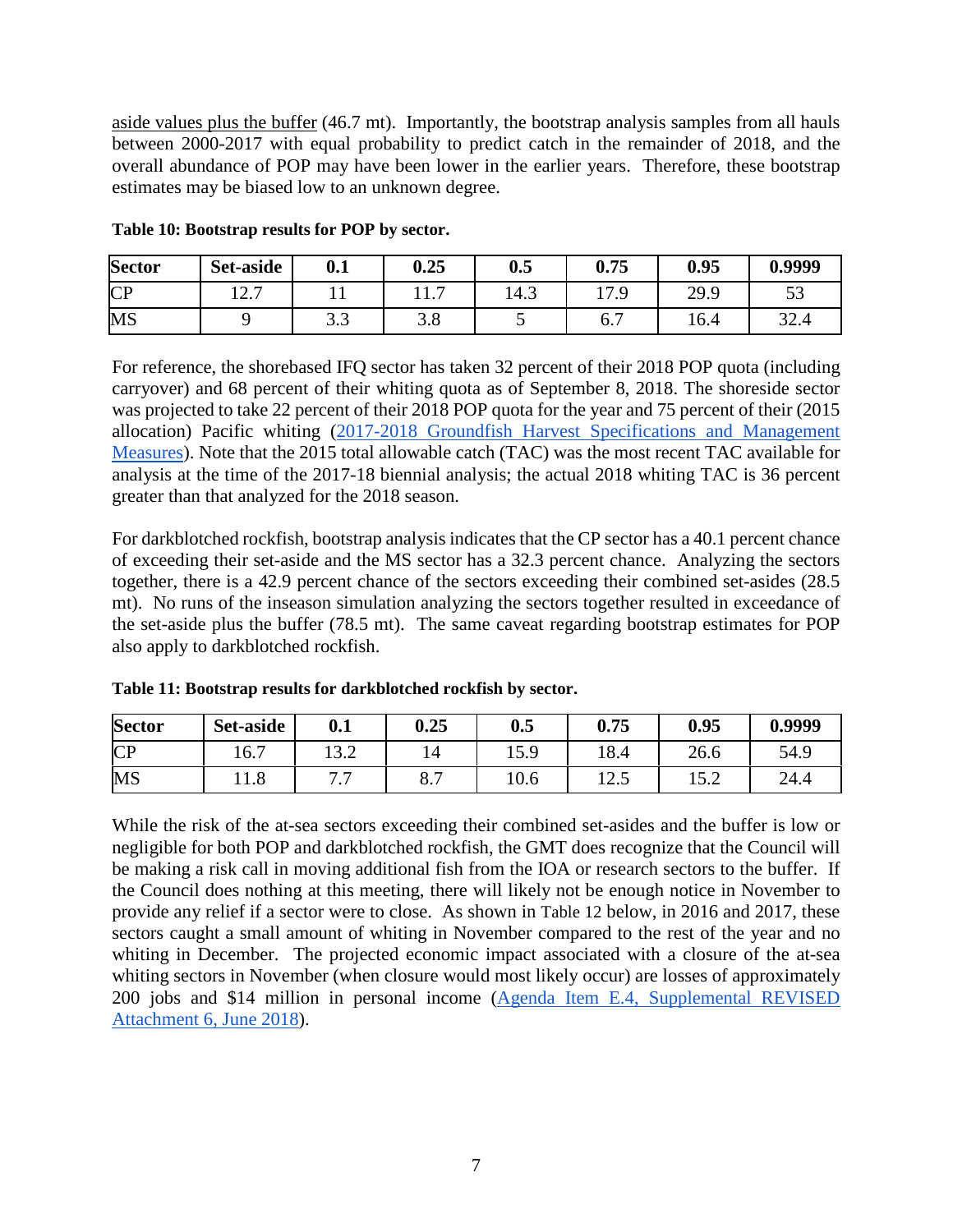aside values plus the buffer (46.7 mt). Importantly, the bootstrap analysis samples from all hauls between 2000-2017 with equal probability to predict catch in the remainder of 2018, and the overall abundance of POP may have been lower in the earlier years. Therefore, these bootstrap estimates may be biased low to an unknown degree.

**Table 10: Bootstrap results for POP by sector.**

| Sector | Set-aside | 0.1 | 0.25 | 0.5 | 0.75 | 0.95 | 0.9999 |
|---|---|---|---|---|---|---|---|
| CP | 12.7 | 11 | 11.7 | 14.3 | 17.9 | 29.9 | 53 |
| MS | 9 | 3.3 | 3.8 | 5 | 6.7 | 16.4 | 32.4 |

For reference, the shorebased IFQ sector has taken 32 percent of their 2018 POP quota (including carryover) and 68 percent of their whiting quota as of September 8, 2018. The shoreside sector was projected to take 22 percent of their 2018 POP quota for the year and 75 percent of their (2015 allocation) Pacific whiting (2017-2018 Groundfish Harvest Specifications and Management Measures). Note that the 2015 total allowable catch (TAC) was the most recent TAC available for analysis at the time of the 2017-18 biennial analysis; the actual 2018 whiting TAC is 36 percent greater than that analyzed for the 2018 season.

For darkblotched rockfish, bootstrap analysis indicates that the CP sector has a 40.1 percent chance of exceeding their set-aside and the MS sector has a 32.3 percent chance. Analyzing the sectors together, there is a 42.9 percent chance of the sectors exceeding their combined set-asides (28.5 mt). No runs of the inseason simulation analyzing the sectors together resulted in exceedance of the set-aside plus the buffer (78.5 mt). The same caveat regarding bootstrap estimates for POP also apply to darkblotched rockfish.

**Table 11: Bootstrap results for darkblotched rockfish by sector.**

| Sector | Set-aside | 0.1 | 0.25 | 0.5 | 0.75 | 0.95 | 0.9999 |
|---|---|---|---|---|---|---|---|
| CP | 16.7 | 13.2 | 14 | 15.9 | 18.4 | 26.6 | 54.9 |
| MS | 11.8 | 7.7 | 8.7 | 10.6 | 12.5 | 15.2 | 24.4 |

While the risk of the at-sea sectors exceeding their combined set-asides and the buffer is low or negligible for both POP and darkblotched rockfish, the GMT does recognize that the Council will be making a risk call in moving additional fish from the IOA or research sectors to the buffer. If the Council does nothing at this meeting, there will likely not be enough notice in November to provide any relief if a sector were to close. As shown in Table 12 below, in 2016 and 2017, these sectors caught a small amount of whiting in November compared to the rest of the year and no whiting in December. The projected economic impact associated with a closure of the at-sea whiting sectors in November (when closure would most likely occur) are losses of approximately 200 jobs and $14 million in personal income (Agenda Item E.4, Supplemental REVISED Attachment 6, June 2018).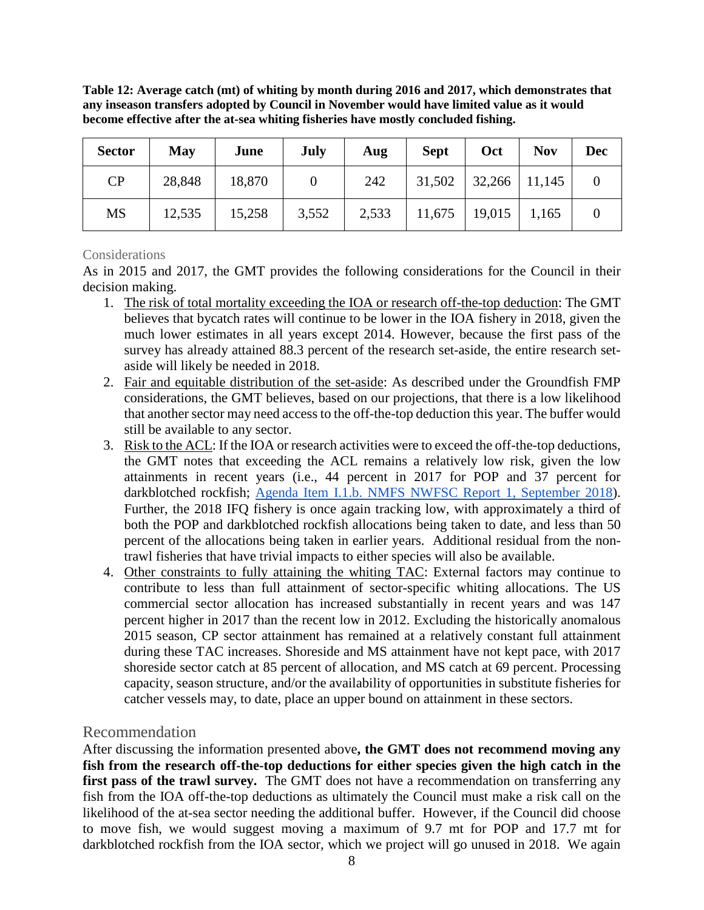**Table 12: Average catch (mt) of whiting by month during 2016 and 2017, which demonstrates that any inseason transfers adopted by Council in November would have limited value as it would become effective after the at-sea whiting fisheries have mostly concluded fishing.**

| Sector | May | June | July | Aug | Sept | Oct | Nov | Dec |
|---|---|---|---|---|---|---|---|---|
| CP | 28,848 | 18,870 | 0 | 242 | 31,502 | 32,266 | 11,145 | 0 |
| MS | 12,535 | 15,258 | 3,552 | 2,533 | 11,675 | 19,015 | 1,165 | 0 |

### Considerations

As in 2015 and 2017, the GMT provides the following considerations for the Council in their decision making.

1. The risk of total mortality exceeding the IOA or research off-the-top deduction: The GMT believes that bycatch rates will continue to be lower in the IOA fishery in 2018, given the much lower estimates in all years except 2014. However, because the first pass of the survey has already attained 88.3 percent of the research set-aside, the entire research set-aside will likely be needed in 2018.
2. Fair and equitable distribution of the set-aside: As described under the Groundfish FMP considerations, the GMT believes, based on our projections, that there is a low likelihood that another sector may need access to the off-the-top deduction this year. The buffer would still be available to any sector.
3. Risk to the ACL: If the IOA or research activities were to exceed the off-the-top deductions, the GMT notes that exceeding the ACL remains a relatively low risk, given the low attainments in recent years (i.e., 44 percent in 2017 for POP and 37 percent for darkblotched rockfish; Agenda Item I.1.b. NMFS NWFSC Report 1, September 2018). Further, the 2018 IFQ fishery is once again tracking low, with approximately a third of both the POP and darkblotched rockfish allocations being taken to date, and less than 50 percent of the allocations being taken in earlier years. Additional residual from the non-trawl fisheries that have trivial impacts to either species will also be available.
4. Other constraints to fully attaining the whiting TAC: External factors may continue to contribute to less than full attainment of sector-specific whiting allocations. The US commercial sector allocation has increased substantially in recent years and was 147 percent higher in 2017 than the recent low in 2012. Excluding the historically anomalous 2015 season, CP sector attainment has remained at a relatively constant full attainment during these TAC increases. Shoreside and MS attainment have not kept pace, with 2017 shoreside sector catch at 85 percent of allocation, and MS catch at 69 percent. Processing capacity, season structure, and/or the availability of opportunities in substitute fisheries for catcher vessels may, to date, place an upper bound on attainment in these sectors.

## Recommendation

After discussing the information presented above**, the GMT does not recommend moving any fish from the research off-the-top deductions for either species given the high catch in the first pass of the trawl survey.** The GMT does not have a recommendation on transferring any fish from the IOA off-the-top deductions as ultimately the Council must make a risk call on the likelihood of the at-sea sector needing the additional buffer. However, if the Council did choose to move fish, we would suggest moving a maximum of 9.7 mt for POP and 17.7 mt for darkblotched rockfish from the IOA sector, which we project will go unused in 2018. We again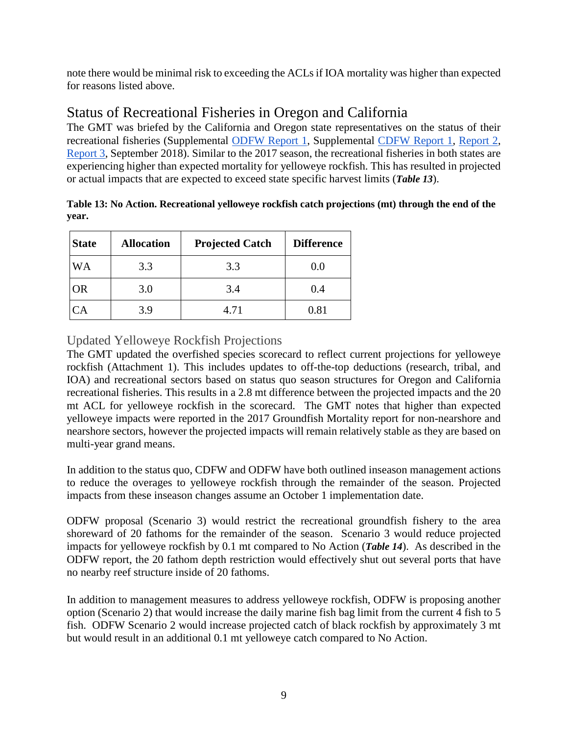note there would be minimal risk to exceeding the ACLs if IOA mortality was higher than expected for reasons listed above.

## Status of Recreational Fisheries in Oregon and California

The GMT was briefed by the California and Oregon state representatives on the status of their recreational fisheries (Supplemental ODFW Report 1, Supplemental CDFW Report 1, Report 2, Report 3, September 2018). Similar to the 2017 season, the recreational fisheries in both states are experiencing higher than expected mortality for yelloweye rockfish. This has resulted in projected or actual impacts that are expected to exceed state specific harvest limits (***Table 13***).

**Table 13: No Action. Recreational yelloweye rockfish catch projections (mt) through the end of the year.**

| State | Allocation | Projected Catch | Difference |
|---|---|---|---|
| WA | 3.3 | 3.3 | 0.0 |
| OR | 3.0 | 3.4 | 0.4 |
| CA | 3.9 | 4.71 | 0.81 |

### Updated Yelloweye Rockfish Projections

The GMT updated the overfished species scorecard to reflect current projections for yelloweye rockfish (Attachment 1). This includes updates to off-the-top deductions (research, tribal, and IOA) and recreational sectors based on status quo season structures for Oregon and California recreational fisheries. This results in a 2.8 mt difference between the projected impacts and the 20 mt ACL for yelloweye rockfish in the scorecard. The GMT notes that higher than expected yelloweye impacts were reported in the 2017 Groundfish Mortality report for non-nearshore and nearshore sectors, however the projected impacts will remain relatively stable as they are based on multi-year grand means.

In addition to the status quo, CDFW and ODFW have both outlined inseason management actions to reduce the overages to yelloweye rockfish through the remainder of the season. Projected impacts from these inseason changes assume an October 1 implementation date.

ODFW proposal (Scenario 3) would restrict the recreational groundfish fishery to the area shoreward of 20 fathoms for the remainder of the season. Scenario 3 would reduce projected impacts for yelloweye rockfish by 0.1 mt compared to No Action (***Table 14***). As described in the ODFW report, the 20 fathom depth restriction would effectively shut out several ports that have no nearby reef structure inside of 20 fathoms.

In addition to management measures to address yelloweye rockfish, ODFW is proposing another option (Scenario 2) that would increase the daily marine fish bag limit from the current 4 fish to 5 fish. ODFW Scenario 2 would increase projected catch of black rockfish by approximately 3 mt but would result in an additional 0.1 mt yelloweye catch compared to No Action.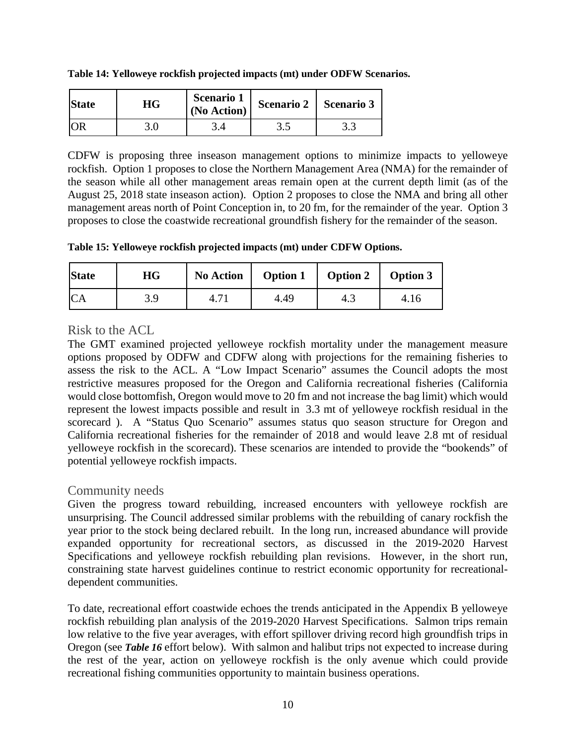**Table 14: Yelloweye rockfish projected impacts (mt) under ODFW Scenarios.**

| State | HG | Scenario 1 (No Action) | Scenario 2 | Scenario 3 |
|---|---|---|---|---|
| OR | 3.0 | 3.4 | 3.5 | 3.3 |

CDFW is proposing three inseason management options to minimize impacts to yelloweye rockfish. Option 1 proposes to close the Northern Management Area (NMA) for the remainder of the season while all other management areas remain open at the current depth limit (as of the August 25, 2018 state inseason action). Option 2 proposes to close the NMA and bring all other management areas north of Point Conception in, to 20 fm, for the remainder of the year. Option 3 proposes to close the coastwide recreational groundfish fishery for the remainder of the season.

**Table 15: Yelloweye rockfish projected impacts (mt) under CDFW Options.**

| State | HG | No Action | Option 1 | Option 2 | Option 3 |
|---|---|---|---|---|---|
| CA | 3.9 | 4.71 | 4.49 | 4.3 | 4.16 |

## Risk to the ACL

The GMT examined projected yelloweye rockfish mortality under the management measure options proposed by ODFW and CDFW along with projections for the remaining fisheries to assess the risk to the ACL. A "Low Impact Scenario" assumes the Council adopts the most restrictive measures proposed for the Oregon and California recreational fisheries (California would close bottomfish, Oregon would move to 20 fm and not increase the bag limit) which would represent the lowest impacts possible and result in 3.3 mt of yelloweye rockfish residual in the scorecard ). A "Status Quo Scenario" assumes status quo season structure for Oregon and California recreational fisheries for the remainder of 2018 and would leave 2.8 mt of residual yelloweye rockfish in the scorecard). These scenarios are intended to provide the "bookends" of potential yelloweye rockfish impacts.

## Community needs

Given the progress toward rebuilding, increased encounters with yelloweye rockfish are unsurprising. The Council addressed similar problems with the rebuilding of canary rockfish the year prior to the stock being declared rebuilt. In the long run, increased abundance will provide expanded opportunity for recreational sectors, as discussed in the 2019-2020 Harvest Specifications and yelloweye rockfish rebuilding plan revisions. However, in the short run, constraining state harvest guidelines continue to restrict economic opportunity for recreational-dependent communities.

To date, recreational effort coastwide echoes the trends anticipated in the Appendix B yelloweye rockfish rebuilding plan analysis of the 2019-2020 Harvest Specifications. Salmon trips remain low relative to the five year averages, with effort spillover driving record high groundfish trips in Oregon (see ***Table 16*** effort below). With salmon and halibut trips not expected to increase during the rest of the year, action on yelloweye rockfish is the only avenue which could provide recreational fishing communities opportunity to maintain business operations.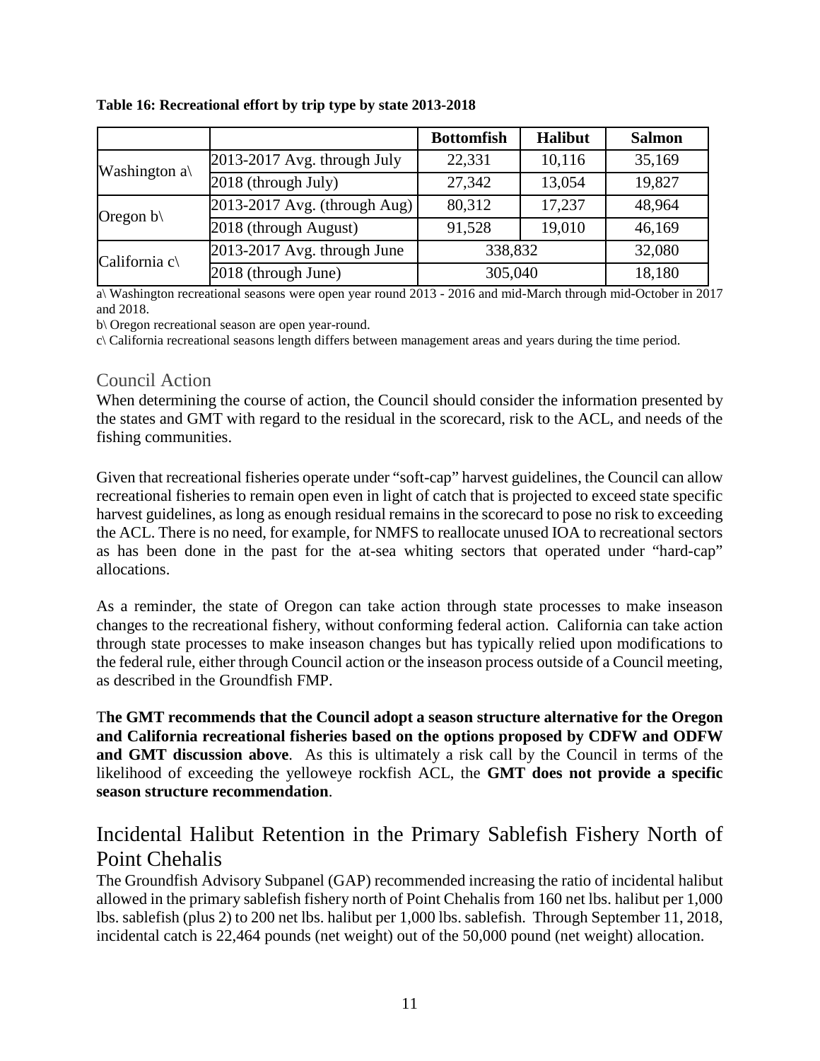**Table 16: Recreational effort by trip type by state 2013-2018**

| | | Bottomfish | Halibut | Salmon |
|---|---|---|---|---|
| Washington a\ | 2013-2017 Avg. through July | 22,331 | 10,116 | 35,169 |
| | 2018 (through July) | 27,342 | 13,054 | 19,827 |
| Oregon b\ | 2013-2017 Avg. (through Aug) | 80,312 | 17,237 | 48,964 |
| | 2018 (through August) | 91,528 | 19,010 | 46,169 |
| California c\ | 2013-2017 Avg. through June | 338,832 | | 32,080 |
| | 2018 (through June) | 305,040 | | 18,180 |

a\ Washington recreational seasons were open year round 2013 - 2016 and mid-March through mid-October in 2017 and 2018.

b\ Oregon recreational season are open year-round.

c\ California recreational seasons length differs between management areas and years during the time period.

### Council Action

When determining the course of action, the Council should consider the information presented by the states and GMT with regard to the residual in the scorecard, risk to the ACL, and needs of the fishing communities.

Given that recreational fisheries operate under "soft-cap" harvest guidelines, the Council can allow recreational fisheries to remain open even in light of catch that is projected to exceed state specific harvest guidelines, as long as enough residual remains in the scorecard to pose no risk to exceeding the ACL. There is no need, for example, for NMFS to reallocate unused IOA to recreational sectors as has been done in the past for the at-sea whiting sectors that operated under "hard-cap" allocations.

As a reminder, the state of Oregon can take action through state processes to make inseason changes to the recreational fishery, without conforming federal action. California can take action through state processes to make inseason changes but has typically relied upon modifications to the federal rule, either through Council action or the inseason process outside of a Council meeting, as described in the Groundfish FMP.

**The GMT recommends that the Council adopt a season structure alternative for the Oregon and California recreational fisheries based on the options proposed by CDFW and ODFW and GMT discussion above**. As this is ultimately a risk call by the Council in terms of the likelihood of exceeding the yelloweye rockfish ACL, the **GMT does not provide a specific season structure recommendation**.

## Incidental Halibut Retention in the Primary Sablefish Fishery North of Point Chehalis

The Groundfish Advisory Subpanel (GAP) recommended increasing the ratio of incidental halibut allowed in the primary sablefish fishery north of Point Chehalis from 160 net lbs. halibut per 1,000 lbs. sablefish (plus 2) to 200 net lbs. halibut per 1,000 lbs. sablefish. Through September 11, 2018, incidental catch is 22,464 pounds (net weight) out of the 50,000 pound (net weight) allocation.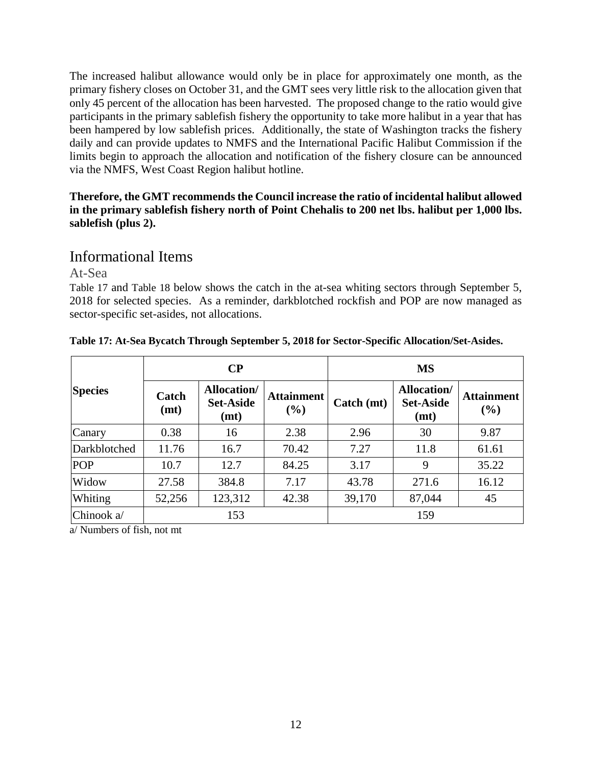The increased halibut allowance would only be in place for approximately one month, as the primary fishery closes on October 31, and the GMT sees very little risk to the allocation given that only 45 percent of the allocation has been harvested. The proposed change to the ratio would give participants in the primary sablefish fishery the opportunity to take more halibut in a year that has been hampered by low sablefish prices. Additionally, the state of Washington tracks the fishery daily and can provide updates to NMFS and the International Pacific Halibut Commission if the limits begin to approach the allocation and notification of the fishery closure can be announced via the NMFS, West Coast Region halibut hotline.

**Therefore, the GMT recommends the Council increase the ratio of incidental halibut allowed in the primary sablefish fishery north of Point Chehalis to 200 net lbs. halibut per 1,000 lbs. sablefish (plus 2).**

# Informational Items

## At-Sea

Table 17 and Table 18 below shows the catch in the at-sea whiting sectors through September 5, 2018 for selected species. As a reminder, darkblotched rockfish and POP are now managed as sector-specific set-asides, not allocations.

**Table 17: At-Sea Bycatch Through September 5, 2018 for Sector-Specific Allocation/Set-Asides.**

| Species | CP | | | MS | | |
|---|---|---|---|---|---|---|
| | Catch (mt) | Allocation/ Set-Aside (mt) | Attainment (%) | Catch (mt) | Allocation/ Set-Aside (mt) | Attainment (%) |
| Canary | 0.38 | 16 | 2.38 | 2.96 | 30 | 9.87 |
| Darkblotched | 11.76 | 16.7 | 70.42 | 7.27 | 11.8 | 61.61 |
| POP | 10.7 | 12.7 | 84.25 | 3.17 | 9 | 35.22 |
| Widow | 27.58 | 384.8 | 7.17 | 43.78 | 271.6 | 16.12 |
| Whiting | 52,256 | 123,312 | 42.38 | 39,170 | 87,044 | 45 |
| Chinook a/ | 153 | | | 159 | | |

a/ Numbers of fish, not mt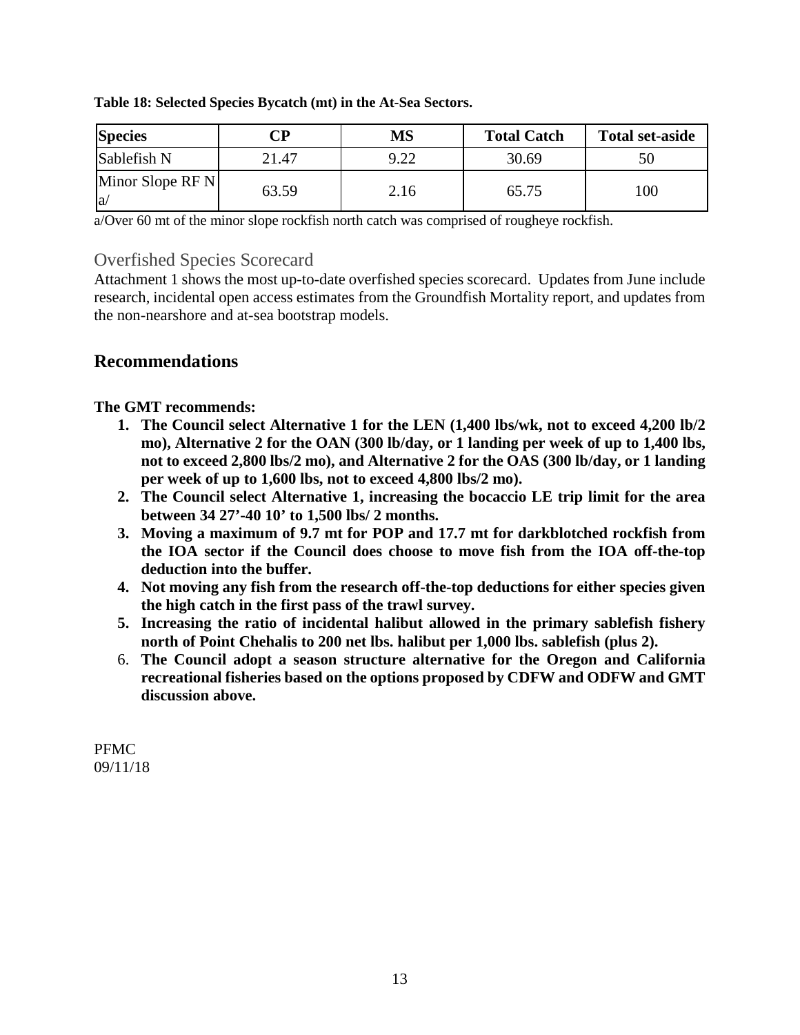**Table 18: Selected Species Bycatch (mt) in the At-Sea Sectors.**

| Species | CP | MS | Total Catch | Total set-aside |
|---|---|---|---|---|
| Sablefish N | 21.47 | 9.22 | 30.69 | 50 |
| Minor Slope RF N a/ | 63.59 | 2.16 | 65.75 | 100 |

a/Over 60 mt of the minor slope rockfish north catch was comprised of rougheye rockfish.

### Overfished Species Scorecard

Attachment 1 shows the most up-to-date overfished species scorecard. Updates from June include research, incidental open access estimates from the Groundfish Mortality report, and updates from the non-nearshore and at-sea bootstrap models.

## Recommendations

**The GMT recommends:**

1. **The Council select Alternative 1 for the LEN (1,400 lbs/wk, not to exceed 4,200 lb/2 mo), Alternative 2 for the OAN (300 lb/day, or 1 landing per week of up to 1,400 lbs, not to exceed 2,800 lbs/2 mo), and Alternative 2 for the OAS (300 lb/day, or 1 landing per week of up to 1,600 lbs, not to exceed 4,800 lbs/2 mo).**
2. **The Council select Alternative 1, increasing the bocaccio LE trip limit for the area between 34 27'-40 10' to 1,500 lbs/ 2 months.**
3. **Moving a maximum of 9.7 mt for POP and 17.7 mt for darkblotched rockfish from the IOA sector if the Council does choose to move fish from the IOA off-the-top deduction into the buffer.**
4. **Not moving any fish from the research off-the-top deductions for either species given the high catch in the first pass of the trawl survey.**
5. **Increasing the ratio of incidental halibut allowed in the primary sablefish fishery north of Point Chehalis to 200 net lbs. halibut per 1,000 lbs. sablefish (plus 2).**
6. **The Council adopt a season structure alternative for the Oregon and California recreational fisheries based on the options proposed by CDFW and ODFW and GMT discussion above.**

PFMC
09/11/18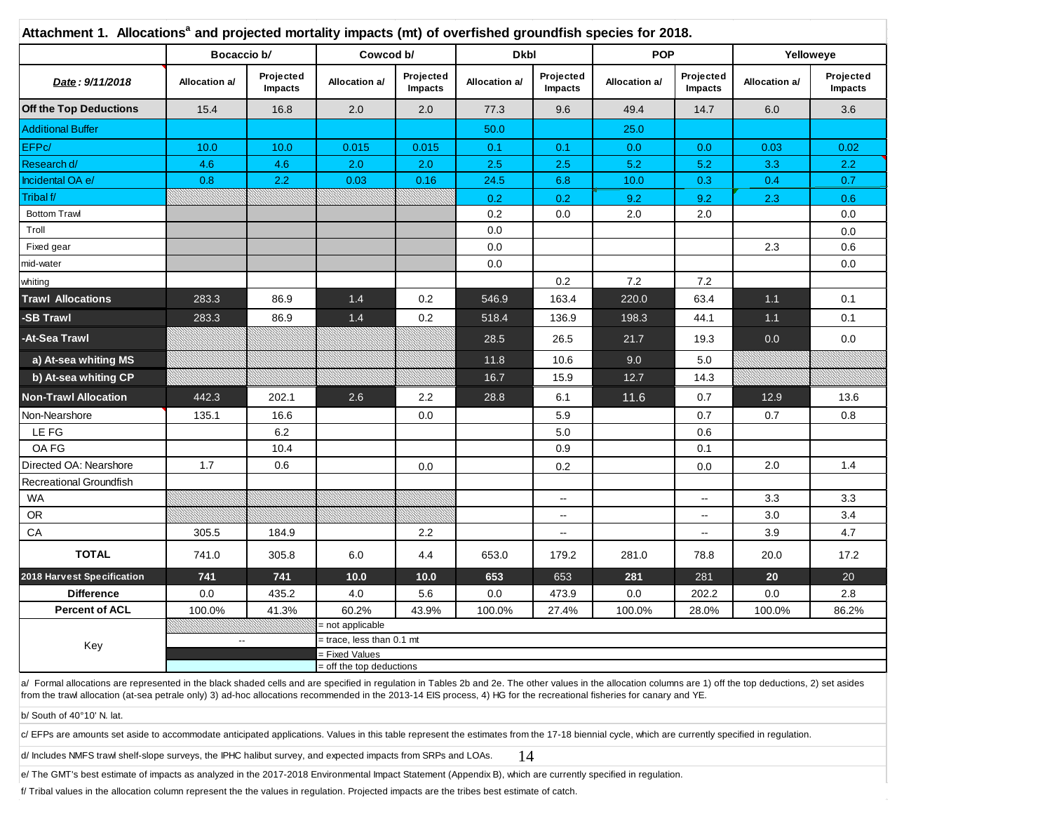**Attachment 1. Allocations[a] and projected mortality impacts (mt) of overfished groundfish species for 2018.**

| | Bocaccio b/ | | Cowcod b/ | | Dkbl | | POP | | Yelloweye | |
|---|---|---|---|---|---|---|---|---|---|---|
| ***Date*: 9/11/2018** | Allocation a/ | Projected Impacts | Allocation a/ | Projected Impacts | Allocation a/ | Projected Impacts | Allocation a/ | Projected Impacts | Allocation a/ | Projected Impacts |
| **Off the Top Deductions** | 15.4 | 16.8 | 2.0 | 2.0 | 77.3 | 9.6 | 49.4 | 14.7 | 6.0 | 3.6 |
| Additional Buffer | | | | | 50.0 | | 25.0 | | | |
| EFPc/ | 10.0 | 10.0 | 0.015 | 0.015 | 0.1 | 0.1 | 0.0 | 0.0 | 0.03 | 0.02 |
| Research d/ | 4.6 | 4.6 | 2.0 | 2.0 | 2.5 | 2.5 | 5.2 | 5.2 | 3.3 | 2.2 |
| Incidental OA e/ | 0.8 | 2.2 | 0.03 | 0.16 | 24.5 | 6.8 | 10.0 | 0.3 | 0.4 | 0.7 |
| Tribal f/ | | | | | 0.2 | 0.2 | 9.2 | 9.2 | 2.3 | 0.6 |
| Bottom Trawl | | | | | 0.2 | 0.0 | 2.0 | 2.0 | | 0.0 |
| Troll | | | | | 0.0 | | | | | 0.0 |
| Fixed gear | | | | | 0.0 | | | | 2.3 | 0.6 |
| mid-water | | | | | 0.0 | | | | | 0.0 |
| whiting | | | | | | 0.2 | 7.2 | 7.2 | | |
| **Trawl Allocations** | 283.3 | 86.9 | 1.4 | 0.2 | 546.9 | 163.4 | 220.0 | 63.4 | 1.1 | 0.1 |
| **-SB Trawl** | 283.3 | 86.9 | 1.4 | 0.2 | 518.4 | 136.9 | 198.3 | 44.1 | 1.1 | 0.1 |
| **-At-Sea Trawl** | | | | | 28.5 | 26.5 | 21.7 | 19.3 | 0.0 | 0.0 |
| **a) At-sea whiting MS** | | | | | 11.8 | 10.6 | 9.0 | 5.0 | | |
| **b) At-sea whiting CP** | | | | | 16.7 | 15.9 | 12.7 | 14.3 | | |
| **Non-Trawl Allocation** | 442.3 | 202.1 | 2.6 | 2.2 | 28.8 | 6.1 | 11.6 | 0.7 | 12.9 | 13.6 |
| Non-Nearshore | 135.1 | 16.6 | | 0.0 | | 5.9 | | 0.7 | 0.7 | 0.8 |
| LE FG | | 6.2 | | | | 5.0 | | 0.6 | | |
| OA FG | | 10.4 | | | | 0.9 | | 0.1 | | |
| Directed OA: Nearshore | 1.7 | 0.6 | | 0.0 | | 0.2 | | 0.0 | 2.0 | 1.4 |
| Recreational Groundfish | | | | | | | | | | |
| WA | | | | | | -- | | -- | 3.3 | 3.3 |
| OR | | | | | | -- | | -- | 3.0 | 3.4 |
| CA | 305.5 | 184.9 | | 2.2 | | -- | | -- | 3.9 | 4.7 |
| **TOTAL** | 741.0 | 305.8 | 6.0 | 4.4 | 653.0 | 179.2 | 281.0 | 78.8 | 20.0 | 17.2 |
| **2018 Harvest Specification** | **741** | **741** | **10.0** | **10.0** | **653** | 653 | **281** | 281 | **20** | 20 |
| **Difference** | 0.0 | 435.2 | 4.0 | 5.6 | 0.0 | 473.9 | 0.0 | 202.2 | 0.0 | 2.8 |
| **Percent of ACL** | 100.0% | 41.3% | 60.2% | 43.9% | 100.0% | 27.4% | 100.0% | 28.0% | 100.0% | 86.2% |

**Key**

| | |
|---|---|
| (hatched) | = not applicable |
| -- | = trace, less than 0.1 mt |
| (black) | = Fixed Values |
| (blue) | = off the top deductions |

a/ Formal allocations are represented in the black shaded cells and are specified in regulation in Tables 2b and 2e. The other values in the allocation columns are 1) off the top deductions, 2) set asides from the trawl allocation (at-sea petrale only) 3) ad-hoc allocations recommended in the 2013-14 EIS process, 4) HG for the recreational fisheries for canary and YE.

b/ South of 40°10' N. lat.

c/ EFPs are amounts set aside to accommodate anticipated applications. Values in this table represent the estimates from the 17-18 biennial cycle, which are currently specified in regulation.

d/ Includes NMFS trawl shelf-slope surveys, the IPHC halibut survey, and expected impacts from SRPs and LOAs.

e/ The GMT's best estimate of impacts as analyzed in the 2017-2018 Environmental Impact Statement (Appendix B), which are currently specified in regulation.

f/ Tribal values in the allocation column represent the the values in regulation. Projected impacts are the tribes best estimate of catch.